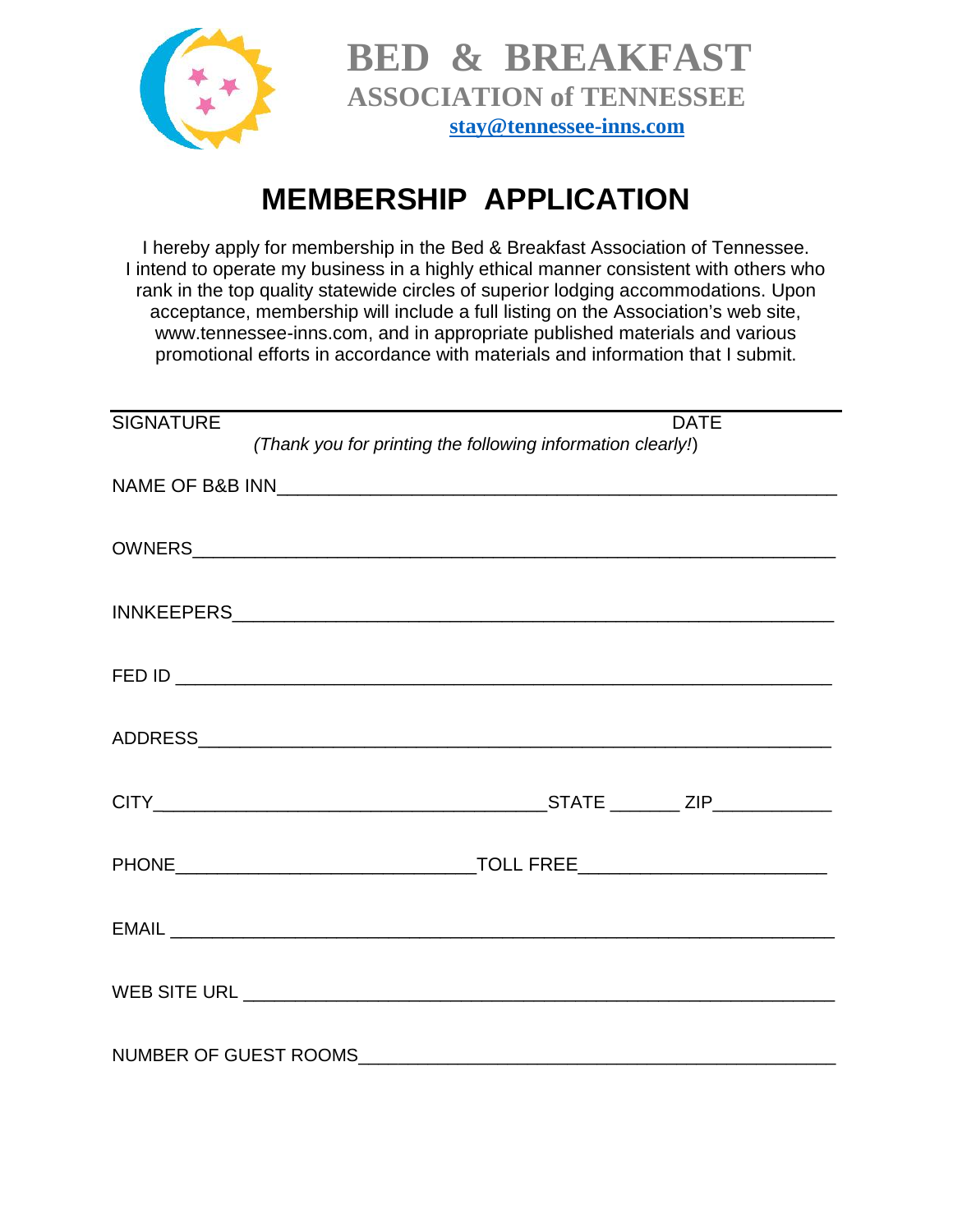# BED & BREAKFAST
## ASSOCIATION of TENNESSEE

stay@tennessee-inns.com

# MEMBERSHIP APPLICATION

I hereby apply for membership in the Bed & Breakfast Association of Tennessee. I intend to operate my business in a highly ethical manner consistent with others who rank in the top quality statewide circles of superior lodging accommodations. Upon acceptance, membership will include a full listing on the Association's web site, www.tennessee-inns.com, and in appropriate published materials and various promotional efforts in accordance with materials and information that I submit.

SIGNATURE DATE

*(Thank you for printing the following information clearly!)*

NAME OF B&B INN_______________________________________________________

OWNERS______________________________________________________________

INNKEEPERS___________________________________________________________

FED ID _______________________________________________________________

ADDRESS_____________________________________________________________

CITY_______________________________________STATE _______ ZIP___________

PHONE_____________________________TOLL FREE________________________

EMAIL _______________________________________________________________

WEB SITE URL ________________________________________________________

NUMBER OF GUEST ROOMS______________________________________________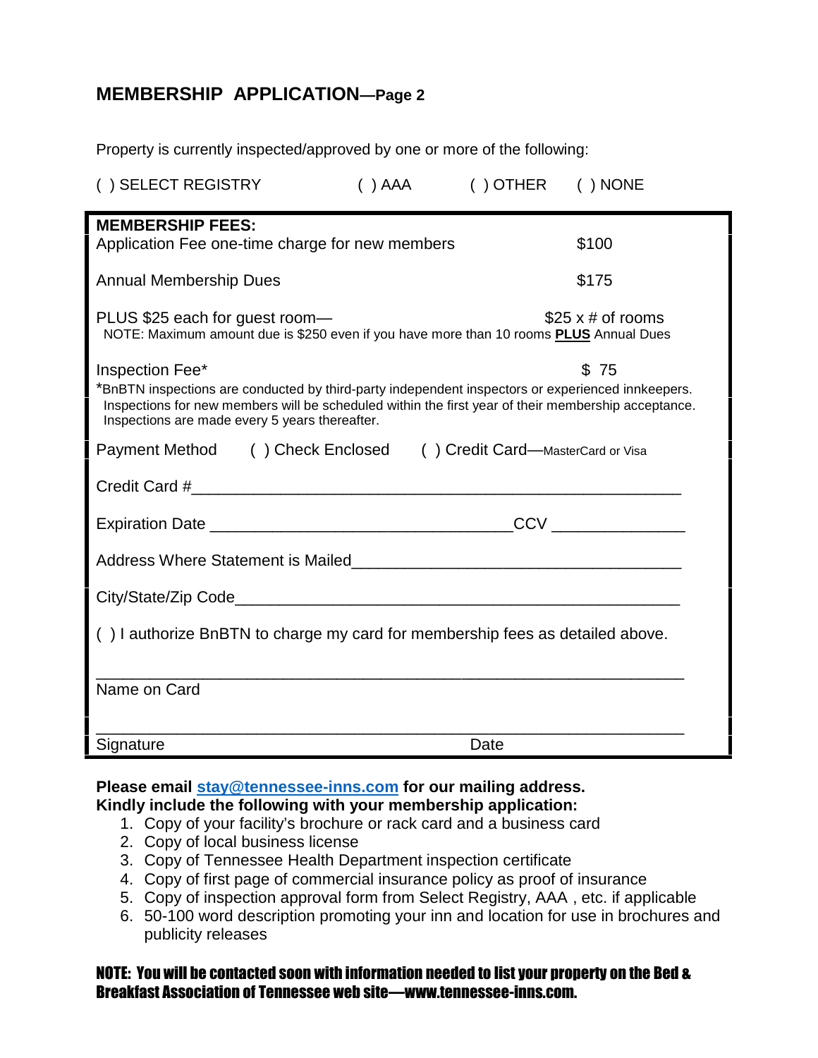## MEMBERSHIP APPLICATION—Page 2

Property is currently inspected/approved by one or more of the following:

( ) SELECT REGISTRY ( ) AAA ( ) OTHER ( ) NONE

**MEMBERSHIP FEES:**

| | |
|---|---|
| Application Fee one-time charge for new members | $100 |
| Annual Membership Dues | $175 |
| PLUS $25 each for guest room— | $25 x # of rooms |

NOTE: Maximum amount due is $250 even if you have more than 10 rooms **PLUS** Annual Dues

| | |
|---|---|
| Inspection Fee* | $ 75 |

*BnBTN inspections are conducted by third-party independent inspectors or experienced innkeepers. Inspections for new members will be scheduled within the first year of their membership acceptance. Inspections are made every 5 years thereafter.

Payment Method ( ) Check Enclosed ( ) Credit Card—MasterCard or Visa

Credit Card #______________________________________________________

Expiration Date _________________________________CCV ______________

Address Where Statement is Mailed___________________________________

City/State/Zip Code_________________________________________________

( ) I authorize BnBTN to charge my card for membership fees as detailed above.

_________________________________________________________________

Name on Card

_________________________________________________________________

Signature Date

**Please email stay@tennessee-inns.com for our mailing address.**
**Kindly include the following with your membership application:**

1. Copy of your facility's brochure or rack card and a business card
2. Copy of local business license
3. Copy of Tennessee Health Department inspection certificate
4. Copy of first page of commercial insurance policy as proof of insurance
5. Copy of inspection approval form from Select Registry, AAA , etc. if applicable
6. 50-100 word description promoting your inn and location for use in brochures and publicity releases

**NOTE: You will be contacted soon with information needed to list your property on the Bed & Breakfast Association of Tennessee web site—www.tennessee-inns.com.**